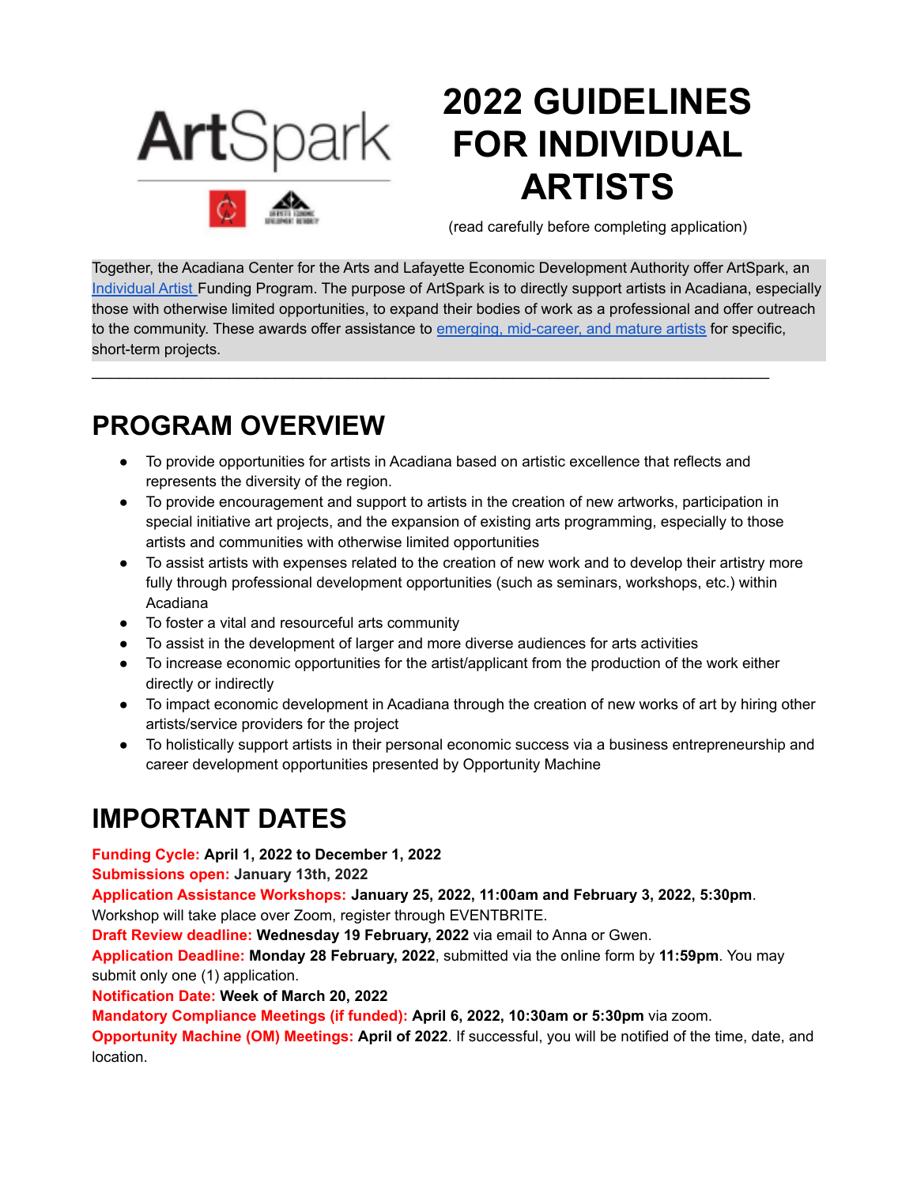ArtSpark

# 2022 GUIDELINES FOR INDIVIDUAL ARTISTS

(read carefully before completing application)

Together, the Acadiana Center for the Arts and Lafayette Economic Development Authority offer ArtSpark, an Individual Artist Funding Program. The purpose of ArtSpark is to directly support artists in Acadiana, especially those with otherwise limited opportunities, to expand their bodies of work as a professional and offer outreach to the community. These awards offer assistance to emerging, mid-career, and mature artists for specific, short-term projects.

---

## PROGRAM OVERVIEW

- To provide opportunities for artists in Acadiana based on artistic excellence that reflects and represents the diversity of the region.
- To provide encouragement and support to artists in the creation of new artworks, participation in special initiative art projects, and the expansion of existing arts programming, especially to those artists and communities with otherwise limited opportunities
- To assist artists with expenses related to the creation of new work and to develop their artistry more fully through professional development opportunities (such as seminars, workshops, etc.) within Acadiana
- To foster a vital and resourceful arts community
- To assist in the development of larger and more diverse audiences for arts activities
- To increase economic opportunities for the artist/applicant from the production of the work either directly or indirectly
- To impact economic development in Acadiana through the creation of new works of art by hiring other artists/service providers for the project
- To holistically support artists in their personal economic success via a business entrepreneurship and career development opportunities presented by Opportunity Machine

## IMPORTANT DATES

**Funding Cycle:** **April 1, 2022 to December 1, 2022**
**Submissions open:** **January 13th, 2022**
**Application Assistance Workshops:** **January 25, 2022, 11:00am and February 3, 2022, 5:30pm**. Workshop will take place over Zoom, register through EVENTBRITE.
**Draft Review deadline:** **Wednesday 19 February, 2022** via email to Anna or Gwen.
**Application Deadline:** **Monday 28 February, 2022**, submitted via the online form by **11:59pm**. You may submit only one (1) application.
**Notification Date:** **Week of March 20, 2022**
**Mandatory Compliance Meetings (if funded):** **April 6, 2022, 10:30am or 5:30pm** via zoom.
**Opportunity Machine (OM) Meetings:** **April of 2022**. If successful, you will be notified of the time, date, and location.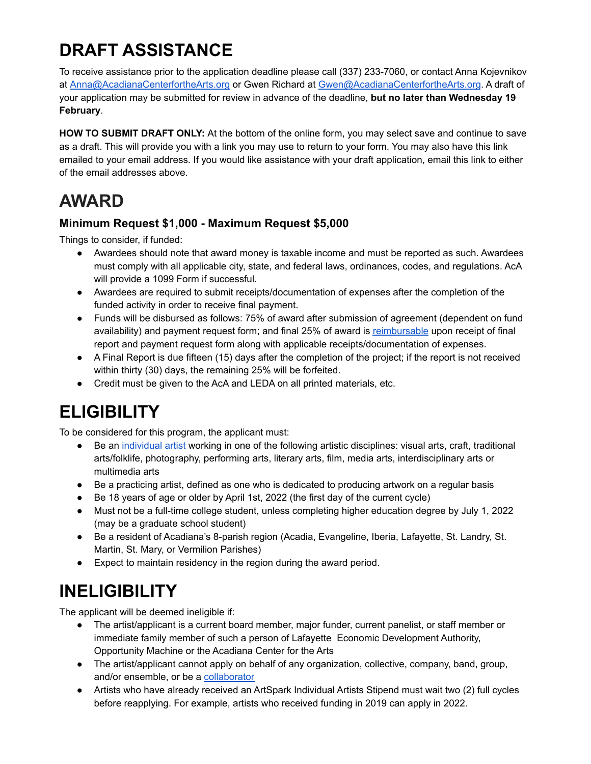# DRAFT ASSISTANCE

To receive assistance prior to the application deadline please call (337) 233-7060, or contact Anna Kojevnikov at Anna@AcadianaCenterfortheArts.org or Gwen Richard at Gwen@AcadianaCenterfortheArts.org. A draft of your application may be submitted for review in advance of the deadline, **but no later than Wednesday 19 February**.

**HOW TO SUBMIT DRAFT ONLY:** At the bottom of the online form, you may select save and continue to save as a draft. This will provide you with a link you may use to return to your form. You may also have this link emailed to your email address. If you would like assistance with your draft application, email this link to either of the email addresses above.

# AWARD

### Minimum Request $1,000 - Maximum Request $5,000

Things to consider, if funded:

- Awardees should note that award money is taxable income and must be reported as such. Awardees must comply with all applicable city, state, and federal laws, ordinances, codes, and regulations. AcA will provide a 1099 Form if successful.
- Awardees are required to submit receipts/documentation of expenses after the completion of the funded activity in order to receive final payment.
- Funds will be disbursed as follows: 75% of award after submission of agreement (dependent on fund availability) and payment request form; and final 25% of award is reimbursable upon receipt of final report and payment request form along with applicable receipts/documentation of expenses.
- A Final Report is due fifteen (15) days after the completion of the project; if the report is not received within thirty (30) days, the remaining 25% will be forfeited.
- Credit must be given to the AcA and LEDA on all printed materials, etc.

# ELIGIBILITY

To be considered for this program, the applicant must:

- Be an individual artist working in one of the following artistic disciplines: visual arts, craft, traditional arts/folklife, photography, performing arts, literary arts, film, media arts, interdisciplinary arts or multimedia arts
- Be a practicing artist, defined as one who is dedicated to producing artwork on a regular basis
- Be 18 years of age or older by April 1st, 2022 (the first day of the current cycle)
- Must not be a full-time college student, unless completing higher education degree by July 1, 2022 (may be a graduate school student)
- Be a resident of Acadiana's 8-parish region (Acadia, Evangeline, Iberia, Lafayette, St. Landry, St. Martin, St. Mary, or Vermilion Parishes)
- Expect to maintain residency in the region during the award period.

# INELIGIBILITY

The applicant will be deemed ineligible if:

- The artist/applicant is a current board member, major funder, current panelist, or staff member or immediate family member of such a person of Lafayette Economic Development Authority, Opportunity Machine or the Acadiana Center for the Arts
- The artist/applicant cannot apply on behalf of any organization, collective, company, band, group, and/or ensemble, or be a collaborator
- Artists who have already received an ArtSpark Individual Artists Stipend must wait two (2) full cycles before reapplying. For example, artists who received funding in 2019 can apply in 2022.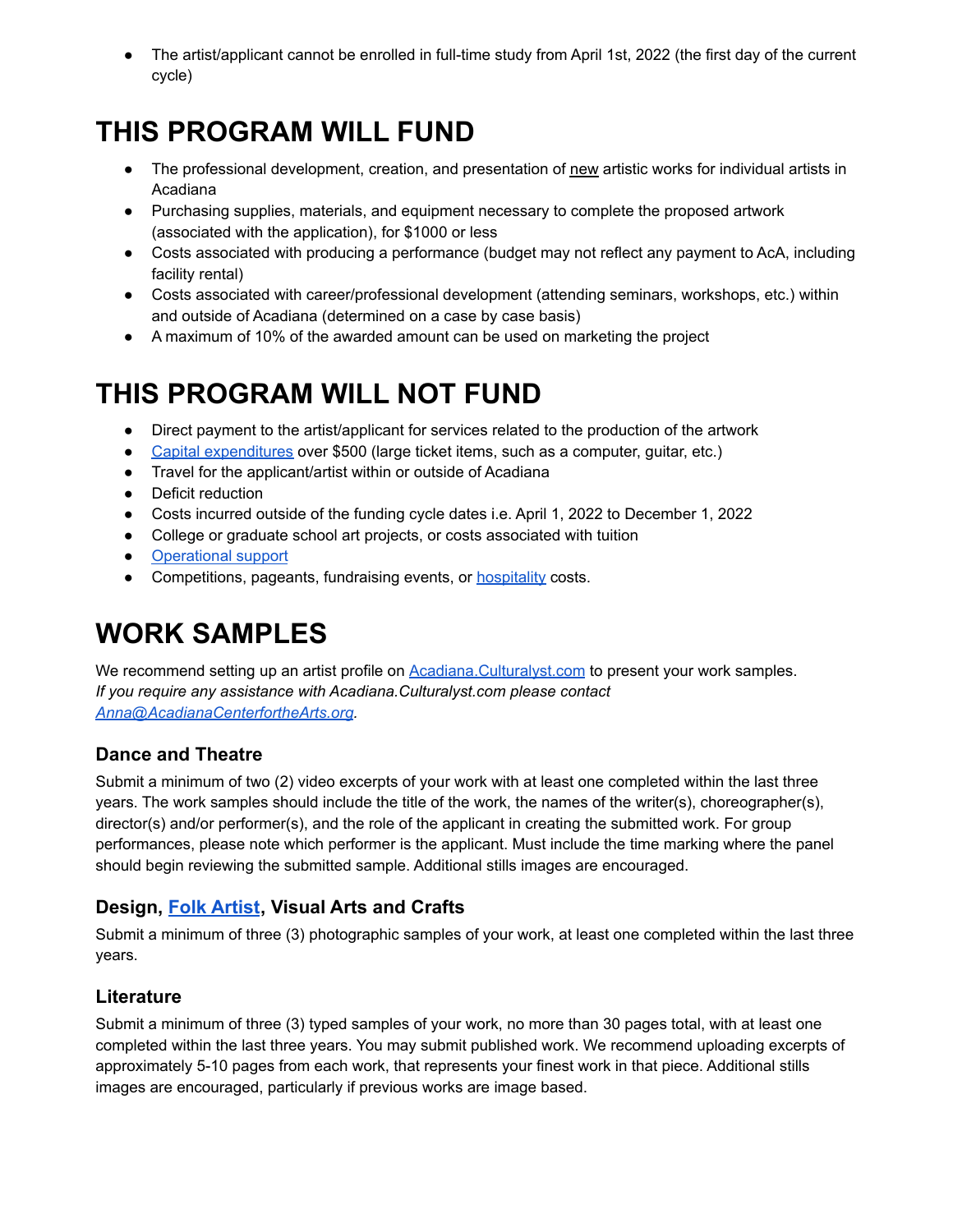- The artist/applicant cannot be enrolled in full-time study from April 1st, 2022 (the first day of the current cycle)

# THIS PROGRAM WILL FUND

- The professional development, creation, and presentation of new artistic works for individual artists in Acadiana
- Purchasing supplies, materials, and equipment necessary to complete the proposed artwork (associated with the application), for $1000 or less
- Costs associated with producing a performance (budget may not reflect any payment to AcA, including facility rental)
- Costs associated with career/professional development (attending seminars, workshops, etc.) within and outside of Acadiana (determined on a case by case basis)
- A maximum of 10% of the awarded amount can be used on marketing the project

# THIS PROGRAM WILL NOT FUND

- Direct payment to the artist/applicant for services related to the production of the artwork
- [Capital expenditures](#) over $500 (large ticket items, such as a computer, guitar, etc.)
- Travel for the applicant/artist within or outside of Acadiana
- Deficit reduction
- Costs incurred outside of the funding cycle dates i.e. April 1, 2022 to December 1, 2022
- College or graduate school art projects, or costs associated with tuition
- [Operational support](#)
- Competitions, pageants, fundraising events, or [hospitality](#) costs.

# WORK SAMPLES

We recommend setting up an artist profile on [Acadiana.Culturalyst.com](#) to present your work samples.
*If you require any assistance with Acadiana.Culturalyst.com please contact [Anna@AcadianaCenterfortheArts.org](#).*

### Dance and Theatre

Submit a minimum of two (2) video excerpts of your work with at least one completed within the last three years. The work samples should include the title of the work, the names of the writer(s), choreographer(s), director(s) and/or performer(s), and the role of the applicant in creating the submitted work. For group performances, please note which performer is the applicant. Must include the time marking where the panel should begin reviewing the submitted sample. Additional stills images are encouraged.

### Design, [Folk Artist](#), Visual Arts and Crafts

Submit a minimum of three (3) photographic samples of your work, at least one completed within the last three years.

### Literature

Submit a minimum of three (3) typed samples of your work, no more than 30 pages total, with at least one completed within the last three years. You may submit published work. We recommend uploading excerpts of approximately 5-10 pages from each work, that represents your finest work in that piece. Additional stills images are encouraged, particularly if previous works are image based.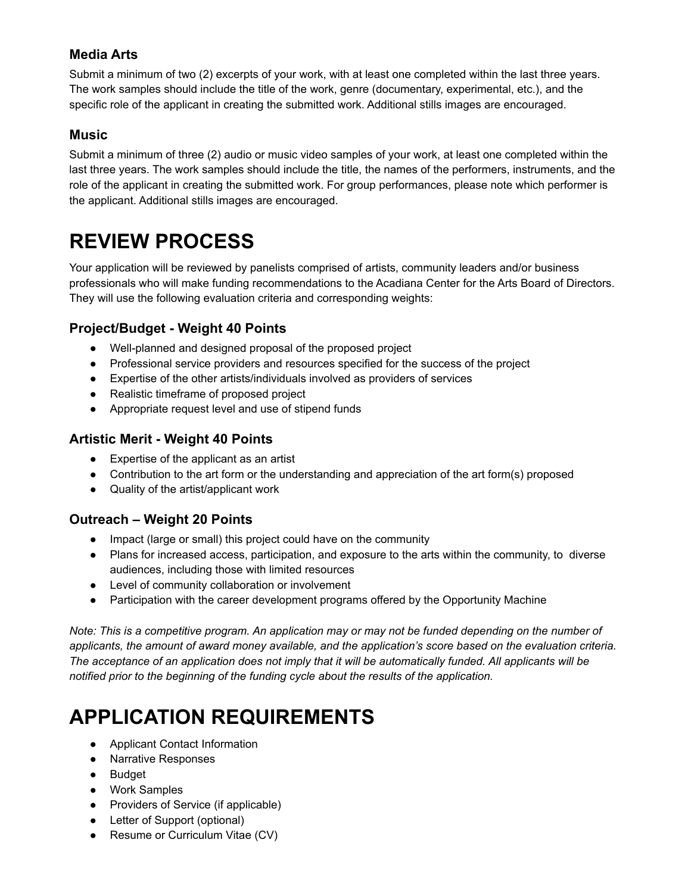### Media Arts

Submit a minimum of two (2) excerpts of your work, with at least one completed within the last three years. The work samples should include the title of the work, genre (documentary, experimental, etc.), and the specific role of the applicant in creating the submitted work. Additional stills images are encouraged.

### Music

Submit a minimum of three (2) audio or music video samples of your work, at least one completed within the last three years. The work samples should include the title, the names of the performers, instruments, and the role of the applicant in creating the submitted work. For group performances, please note which performer is the applicant. Additional stills images are encouraged.

# REVIEW PROCESS

Your application will be reviewed by panelists comprised of artists, community leaders and/or business professionals who will make funding recommendations to the Acadiana Center for the Arts Board of Directors. They will use the following evaluation criteria and corresponding weights:

### Project/Budget - Weight 40 Points

- Well-planned and designed proposal of the proposed project
- Professional service providers and resources specified for the success of the project
- Expertise of the other artists/individuals involved as providers of services
- Realistic timeframe of proposed project
- Appropriate request level and use of stipend funds

### Artistic Merit - Weight 40 Points

- Expertise of the applicant as an artist
- Contribution to the art form or the understanding and appreciation of the art form(s) proposed
- Quality of the artist/applicant work

### Outreach – Weight 20 Points

- Impact (large or small) this project could have on the community
- Plans for increased access, participation, and exposure to the arts within the community, to diverse audiences, including those with limited resources
- Level of community collaboration or involvement
- Participation with the career development programs offered by the Opportunity Machine

*Note: This is a competitive program. An application may or may not be funded depending on the number of applicants, the amount of award money available, and the application's score based on the evaluation criteria. The acceptance of an application does not imply that it will be automatically funded. All applicants will be notified prior to the beginning of the funding cycle about the results of the application.*

# APPLICATION REQUIREMENTS

- Applicant Contact Information
- Narrative Responses
- Budget
- Work Samples
- Providers of Service (if applicable)
- Letter of Support (optional)
- Resume or Curriculum Vitae (CV)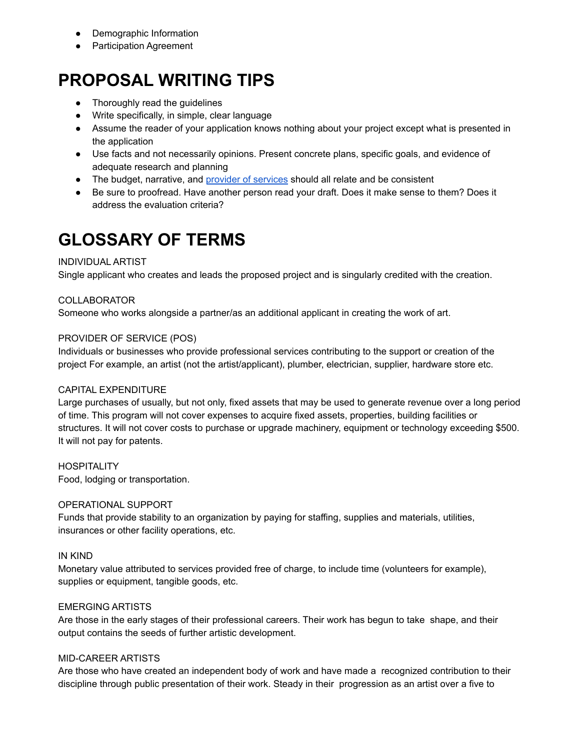- Demographic Information
- Participation Agreement

# PROPOSAL WRITING TIPS

- Thoroughly read the guidelines
- Write specifically, in simple, clear language
- Assume the reader of your application knows nothing about your project except what is presented in the application
- Use facts and not necessarily opinions. Present concrete plans, specific goals, and evidence of adequate research and planning
- The budget, narrative, and [provider of services] should all relate and be consistent
- Be sure to proofread. Have another person read your draft. Does it make sense to them? Does it address the evaluation criteria?

# GLOSSARY OF TERMS

INDIVIDUAL ARTIST
Single applicant who creates and leads the proposed project and is singularly credited with the creation.

COLLABORATOR
Someone who works alongside a partner/as an additional applicant in creating the work of art.

PROVIDER OF SERVICE (POS)
Individuals or businesses who provide professional services contributing to the support or creation of the project For example, an artist (not the artist/applicant), plumber, electrician, supplier, hardware store etc.

CAPITAL EXPENDITURE
Large purchases of usually, but not only, fixed assets that may be used to generate revenue over a long period of time. This program will not cover expenses to acquire fixed assets, properties, building facilities or structures. It will not cover costs to purchase or upgrade machinery, equipment or technology exceeding $500. It will not pay for patents.

HOSPITALITY
Food, lodging or transportation.

OPERATIONAL SUPPORT
Funds that provide stability to an organization by paying for staffing, supplies and materials, utilities, insurances or other facility operations, etc.

IN KIND
Monetary value attributed to services provided free of charge, to include time (volunteers for example), supplies or equipment, tangible goods, etc.

EMERGING ARTISTS
Are those in the early stages of their professional careers. Their work has begun to take shape, and their output contains the seeds of further artistic development.

MID-CAREER ARTISTS
Are those who have created an independent body of work and have made a recognized contribution to their discipline through public presentation of their work. Steady in their progression as an artist over a five to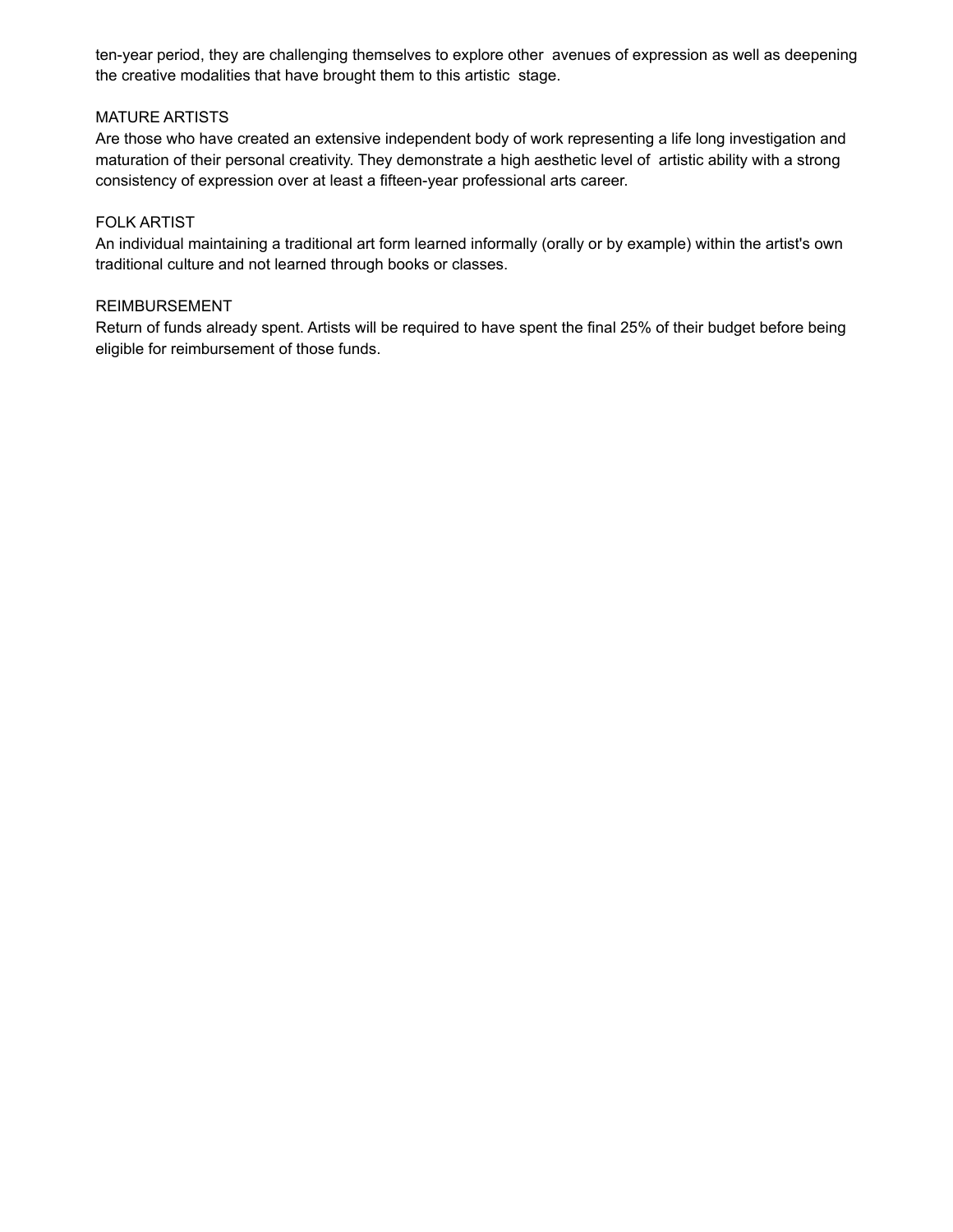ten-year period, they are challenging themselves to explore other avenues of expression as well as deepening the creative modalities that have brought them to this artistic stage.

MATURE ARTISTS
Are those who have created an extensive independent body of work representing a life long investigation and maturation of their personal creativity. They demonstrate a high aesthetic level of artistic ability with a strong consistency of expression over at least a fifteen-year professional arts career.

FOLK ARTIST
An individual maintaining a traditional art form learned informally (orally or by example) within the artist's own traditional culture and not learned through books or classes.

REIMBURSEMENT
Return of funds already spent. Artists will be required to have spent the final 25% of their budget before being eligible for reimbursement of those funds.